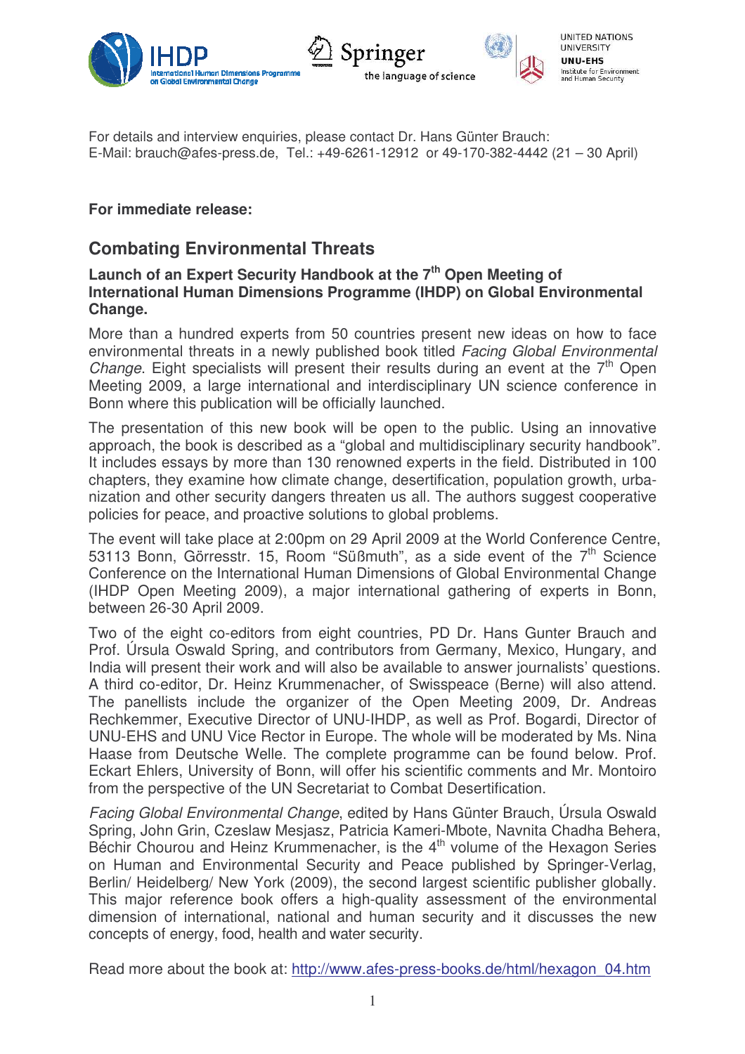For details and interview enquiries, please contact Dr. Hans Günter Brauch:
E-Mail: brauch@afes-press.de, Tel.: +49-6261-12912 or 49-170-382-4442 (21 – 30 April)

**For immediate release:**

## Combating Environmental Threats

### Launch of an Expert Security Handbook at the 7th Open Meeting of International Human Dimensions Programme (IHDP) on Global Environmental Change.

More than a hundred experts from 50 countries present new ideas on how to face environmental threats in a newly published book titled *Facing Global Environmental Change*. Eight specialists will present their results during an event at the 7th Open Meeting 2009, a large international and interdisciplinary UN science conference in Bonn where this publication will be officially launched.

The presentation of this new book will be open to the public. Using an innovative approach, the book is described as a "global and multidisciplinary security handbook". It includes essays by more than 130 renowned experts in the field. Distributed in 100 chapters, they examine how climate change, desertification, population growth, urbanization and other security dangers threaten us all. The authors suggest cooperative policies for peace, and proactive solutions to global problems.

The event will take place at 2:00pm on 29 April 2009 at the World Conference Centre, 53113 Bonn, Görresstr. 15, Room "Süßmuth", as a side event of the 7th Science Conference on the International Human Dimensions of Global Environmental Change (IHDP Open Meeting 2009), a major international gathering of experts in Bonn, between 26-30 April 2009.

Two of the eight co-editors from eight countries, PD Dr. Hans Gunter Brauch and Prof. Úrsula Oswald Spring, and contributors from Germany, Mexico, Hungary, and India will present their work and will also be available to answer journalists' questions. A third co-editor, Dr. Heinz Krummenacher, of Swisspeace (Berne) will also attend. The panellists include the organizer of the Open Meeting 2009, Dr. Andreas Rechkemmer, Executive Director of UNU-IHDP, as well as Prof. Bogardi, Director of UNU-EHS and UNU Vice Rector in Europe. The whole will be moderated by Ms. Nina Haase from Deutsche Welle. The complete programme can be found below. Prof. Eckart Ehlers, University of Bonn, will offer his scientific comments and Mr. Montoiro from the perspective of the UN Secretariat to Combat Desertification.

*Facing Global Environmental Change*, edited by Hans Günter Brauch, Úrsula Oswald Spring, John Grin, Czeslaw Mesjasz, Patricia Kameri-Mbote, Navnita Chadha Behera, Béchir Chourou and Heinz Krummenacher, is the 4th volume of the Hexagon Series on Human and Environmental Security and Peace published by Springer-Verlag, Berlin/ Heidelberg/ New York (2009), the second largest scientific publisher globally. This major reference book offers a high-quality assessment of the environmental dimension of international, national and human security and it discusses the new concepts of energy, food, health and water security.

Read more about the book at: http://www.afes-press-books.de/html/hexagon_04.htm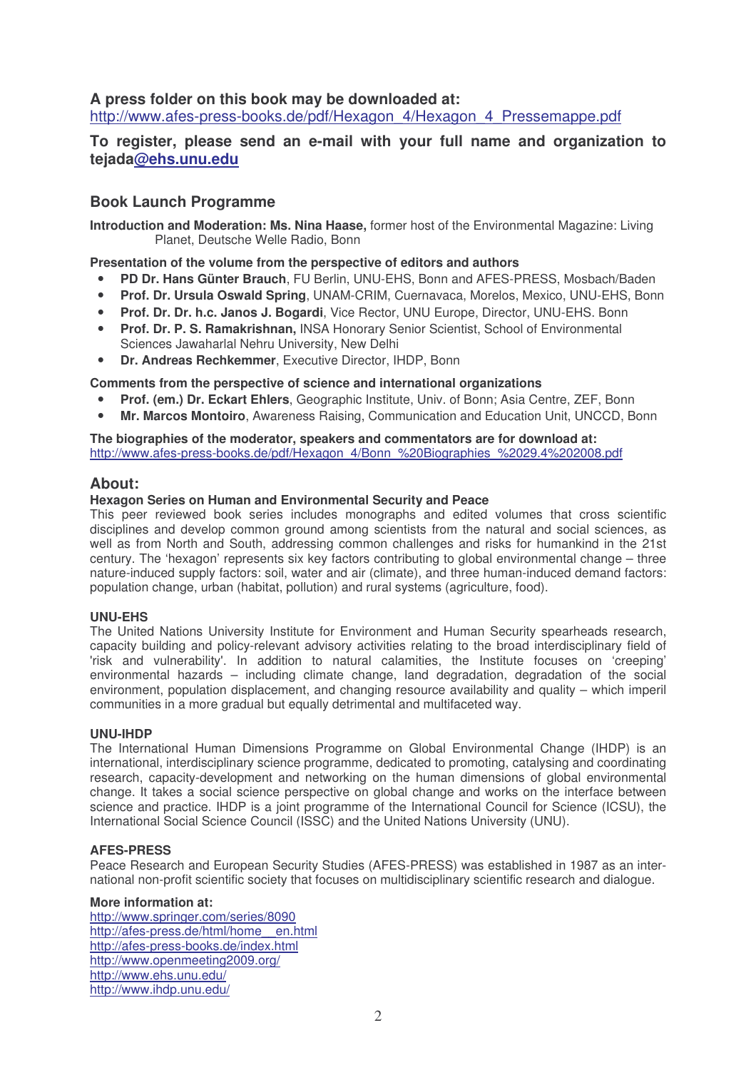**A press folder on this book may be downloaded at:**
http://www.afes-press-books.de/pdf/Hexagon_4/Hexagon_4_Pressemappe.pdf

**To register, please send an e-mail with your full name and organization to tejada@ehs.unu.edu**

## Book Launch Programme

**Introduction and Moderation: Ms. Nina Haase,** former host of the Environmental Magazine: Living Planet, Deutsche Welle Radio, Bonn

**Presentation of the volume from the perspective of editors and authors**

- **PD Dr. Hans Günter Brauch**, FU Berlin, UNU-EHS, Bonn and AFES-PRESS, Mosbach/Baden
- **Prof. Dr. Ursula Oswald Spring**, UNAM-CRIM, Cuernavaca, Morelos, Mexico, UNU-EHS, Bonn
- **Prof. Dr. Dr. h.c. Janos J. Bogardi**, Vice Rector, UNU Europe, Director, UNU-EHS. Bonn
- **Prof. Dr. P. S. Ramakrishnan,** INSA Honorary Senior Scientist, School of Environmental Sciences Jawaharlal Nehru University, New Delhi
- **Dr. Andreas Rechkemmer**, Executive Director, IHDP, Bonn

**Comments from the perspective of science and international organizations**

- **Prof. (em.) Dr. Eckart Ehlers**, Geographic Institute, Univ. of Bonn; Asia Centre, ZEF, Bonn
- **Mr. Marcos Montoiro**, Awareness Raising, Communication and Education Unit, UNCCD, Bonn

**The biographies of the moderator, speakers and commentators are for download at:**
http://www.afes-press-books.de/pdf/Hexagon_4/Bonn_%20Biographies_%2029.4%202008.pdf

## About:

**Hexagon Series on Human and Environmental Security and Peace**

This peer reviewed book series includes monographs and edited volumes that cross scientific disciplines and develop common ground among scientists from the natural and social sciences, as well as from North and South, addressing common challenges and risks for humankind in the 21st century. The 'hexagon' represents six key factors contributing to global environmental change – three nature-induced supply factors: soil, water and air (climate), and three human-induced demand factors: population change, urban (habitat, pollution) and rural systems (agriculture, food).

**UNU-EHS**

The United Nations University Institute for Environment and Human Security spearheads research, capacity building and policy-relevant advisory activities relating to the broad interdisciplinary field of 'risk and vulnerability'. In addition to natural calamities, the Institute focuses on 'creeping' environmental hazards – including climate change, land degradation, degradation of the social environment, population displacement, and changing resource availability and quality – which imperil communities in a more gradual but equally detrimental and multifaceted way.

**UNU-IHDP**

The International Human Dimensions Programme on Global Environmental Change (IHDP) is an international, interdisciplinary science programme, dedicated to promoting, catalysing and coordinating research, capacity-development and networking on the human dimensions of global environmental change. It takes a social science perspective on global change and works on the interface between science and practice. IHDP is a joint programme of the International Council for Science (ICSU), the International Social Science Council (ISSC) and the United Nations University (UNU).

**AFES-PRESS**

Peace Research and European Security Studies (AFES-PRESS) was established in 1987 as an international non-profit scientific society that focuses on multidisciplinary scientific research and dialogue.

**More information at:**
http://www.springer.com/series/8090
http://afes-press.de/html/home__en.html
http://afes-press-books.de/index.html
http://www.openmeeting2009.org/
http://www.ehs.unu.edu/
http://www.ihdp.unu.edu/